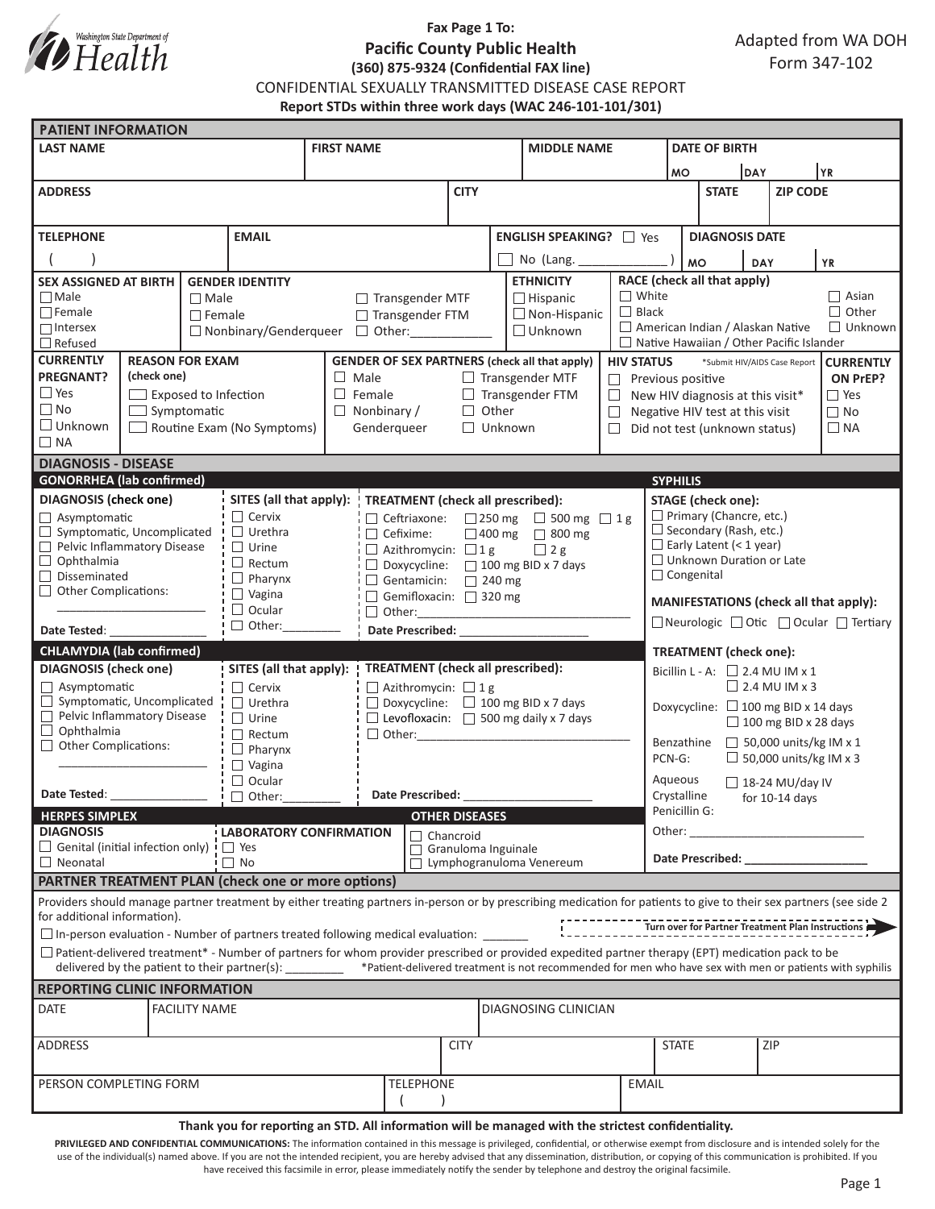Washington State Department of Health

**Fax Page 1 To:**
**Pacific County Public Health**
**(360) 875-9324 (Confidential FAX line)**

Adapted from WA DOH Form 347-102

CONFIDENTIAL SEXUALLY TRANSMITTED DISEASE CASE REPORT

**Report STDs within three work days (WAC 246-101-101/301)**

## PATIENT INFORMATION

| LAST NAME | FIRST NAME | MIDDLE NAME | DATE OF BIRTH MO DAY YR |
|---|---|---|---|
| | | | |

| ADDRESS | CITY | STATE | ZIP CODE |
|---|---|---|---|
| | | | |

| TELEPHONE | EMAIL | ENGLISH SPEAKING? | DIAGNOSIS DATE |
|---|---|---|---|
| ( ) | | ☐ Yes ☐ No (Lang. ____________ ) | MO DAY YR |

**SEX ASSIGNED AT BIRTH**
- ☐ Male
- ☐ Female
- ☐ Intersex
- ☐ Refused

**GENDER IDENTITY**
- ☐ Male
- ☐ Female
- ☐ Nonbinary/Genderqueer
- ☐ Transgender MTF
- ☐ Transgender FTM
- ☐ Other:____________

**ETHNICITY**
- ☐ Hispanic
- ☐ Non-Hispanic
- ☐ Unknown

**RACE (check all that apply)**
- ☐ White
- ☐ Black
- ☐ American Indian / Alaskan Native
- ☐ Native Hawaiian / Other Pacific Islander
- ☐ Asian
- ☐ Other
- ☐ Unknown

**CURRENTLY PREGNANT?**
- ☐ Yes
- ☐ No
- ☐ Unknown
- ☐ NA

**REASON FOR EXAM (check one)**
- ☐ Exposed to Infection
- ☐ Symptomatic
- ☐ Routine Exam (No Symptoms)

**GENDER OF SEX PARTNERS (check all that apply)**
- ☐ Male
- ☐ Female
- ☐ Nonbinary / Genderqueer
- ☐ Transgender MTF
- ☐ Transgender FTM
- ☐ Other
- ☐ Unknown

**HIV STATUS** *Submit HIV/AIDS Case Report
- ☐ Previous positive
- ☐ New HIV diagnosis at this visit*
- ☐ Negative HIV test at this visit
- ☐ Did not test (unknown status)

**CURRENTLY ON PrEP?**
- ☐ Yes
- ☐ No
- ☐ NA

## DIAGNOSIS - DISEASE

### GONORRHEA (lab confirmed)

**DIAGNOSIS (check one)**
- ☐ Asymptomatic
- ☐ Symptomatic, Uncomplicated
- ☐ Pelvic Inflammatory Disease
- ☐ Ophthalmia
- ☐ Disseminated
- ☐ Other Complications: ______________________

Date Tested: _______________

**SITES (all that apply):**
- ☐ Cervix
- ☐ Urethra
- ☐ Urine
- ☐ Rectum
- ☐ Pharynx
- ☐ Vagina
- ☐ Ocular
- ☐ Other:_________

**TREATMENT (check all prescribed):**
- ☐ Ceftriaxone: ☐ 250 mg ☐ 500 mg ☐ 1 g
- ☐ Cefixime: ☐ 400 mg ☐ 800 mg
- ☐ Azithromycin: ☐ 1 g ☐ 2 g
- ☐ Doxycycline: ☐ 100 mg BID x 7 days
- ☐ Gentamicin: ☐ 240 mg
- ☐ Gemifloxacin: ☐ 320 mg
- ☐ Other:________________________________

Date Prescribed: ____________________

### CHLAMYDIA (lab confirmed)

**DIAGNOSIS (check one)**
- ☐ Asymptomatic
- ☐ Symptomatic, Uncomplicated
- ☐ Pelvic Inflammatory Disease
- ☐ Ophthalmia
- ☐ Other Complications: ______________________

Date Tested: _______________

**SITES (all that apply):**
- ☐ Cervix
- ☐ Urethra
- ☐ Urine
- ☐ Rectum
- ☐ Pharynx
- ☐ Vagina
- ☐ Ocular
- ☐ Other:_________

**TREATMENT (check all prescribed):**
- ☐ Azithromycin: ☐ 1 g
- ☐ Doxycycline: ☐ 100 mg BID x 7 days
- ☐ Levofloxacin: ☐ 500 mg daily x 7 days
- ☐ Other:________________________________

Date Prescribed: ____________________

### HERPES SIMPLEX

**DIAGNOSIS**
- ☐ Genital (initial infection only)
- ☐ Neonatal

**LABORATORY CONFIRMATION**
- ☐ Yes
- ☐ No

### OTHER DISEASES
- ☐ Chancroid
- ☐ Granuloma Inguinale
- ☐ Lymphogranuloma Venereum

### SYPHILIS

**STAGE (check one):**
- ☐ Primary (Chancre, etc.)
- ☐ Secondary (Rash, etc.)
- ☐ Early Latent (< 1 year)
- ☐ Unknown Duration or Late
- ☐ Congenital

**MANIFESTATIONS (check all that apply):**
☐ Neurologic ☐ Otic ☐ Ocular ☐ Tertiary

**TREATMENT (check one):**
- Bicillin L - A: ☐ 2.4 MU IM x 1 ☐ 2.4 MU IM x 3
- Doxycycline: ☐ 100 mg BID x 14 days ☐ 100 mg BID x 28 days
- Benzathine PCN-G: ☐ 50,000 units/kg IM x 1 ☐ 50,000 units/kg IM x 3
- Aqueous Crystalline Penicillin G: ☐ 18-24 MU/day IV for 10-14 days
- Other: ___________________________

Date Prescribed: ___________________

## PARTNER TREATMENT PLAN (check one or more options)

Providers should manage partner treatment by either treating partners in-person or by prescribing medication for patients to give to their sex partners (see side 2 for additional information).

Turn over for Partner Treatment Plan Instructions

☐ In-person evaluation - Number of partners treated following medical evaluation: _______

☐ Patient-delivered treatment* - Number of partners for whom provider prescribed or provided expedited partner therapy (EPT) medication pack to be delivered by the patient to their partner(s): ________ *Patient-delivered treatment is not recommended for men who have sex with men or patients with syphilis

## REPORTING CLINIC INFORMATION

| DATE | FACILITY NAME | DIAGNOSING CLINICIAN |
|---|---|---|
| | | |

| ADDRESS | CITY | STATE | ZIP |
|---|---|---|---|
| | | | |

| PERSON COMPLETING FORM | TELEPHONE | EMAIL |
|---|---|---|
| | ( ) | |

**Thank you for reporting an STD. All information will be managed with the strictest confidentiality.**

**PRIVILEGED AND CONFIDENTIAL COMMUNICATIONS:** The information contained in this message is privileged, confidential, or otherwise exempt from disclosure and is intended solely for the use of the individual(s) named above. If you are not the intended recipient, you are hereby advised that any dissemination, distribution, or copying of this communication is prohibited. If you have received this facsimile in error, please immediately notify the sender by telephone and destroy the original facsimile.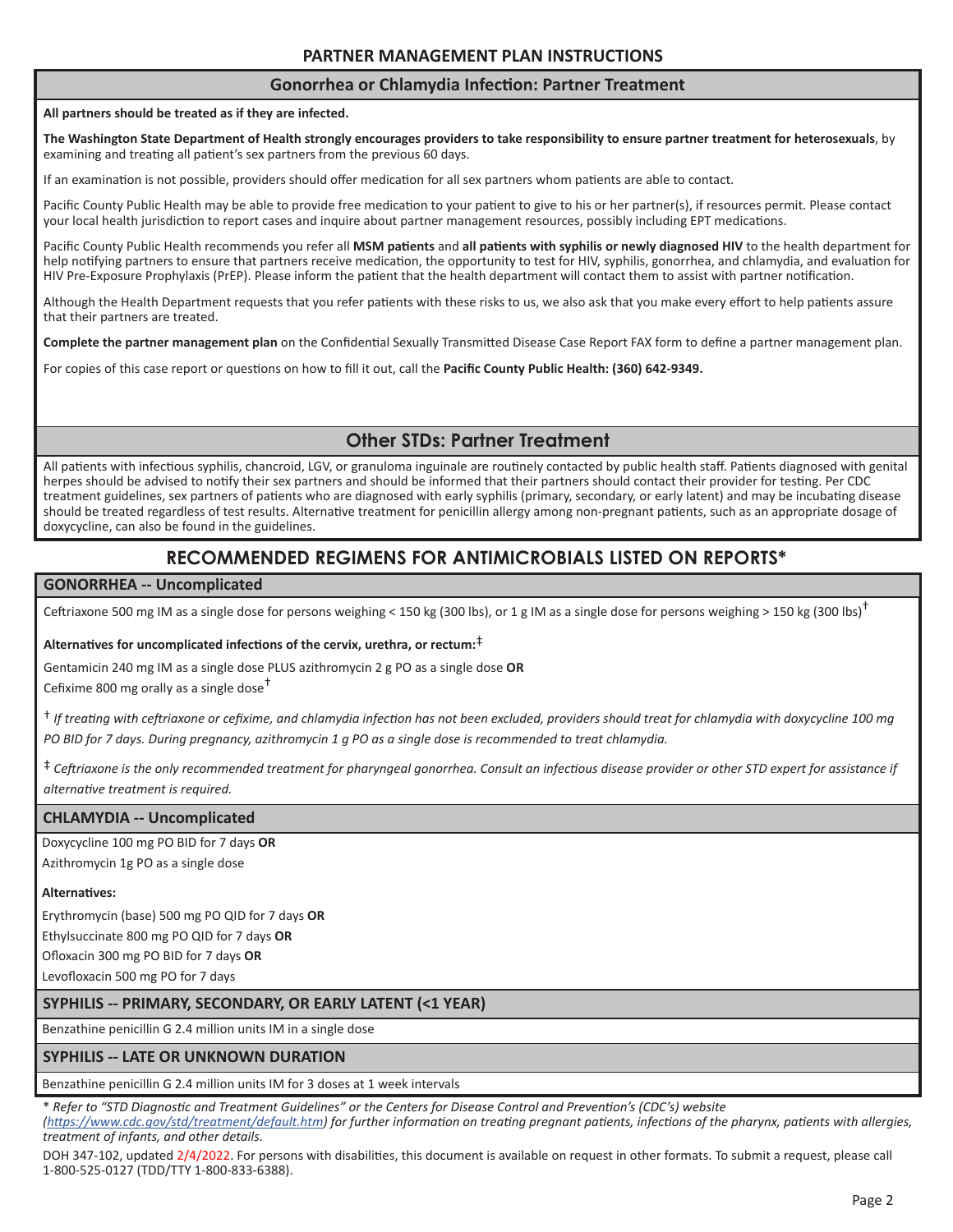# PARTNER MANAGEMENT PLAN INSTRUCTIONS

## Gonorrhea or Chlamydia Infection: Partner Treatment

**All partners should be treated as if they are infected.**

**The Washington State Department of Health strongly encourages providers to take responsibility to ensure partner treatment for heterosexuals**, by examining and treating all patient's sex partners from the previous 60 days.

If an examination is not possible, providers should offer medication for all sex partners whom patients are able to contact.

Pacific County Public Health may be able to provide free medication to your patient to give to his or her partner(s), if resources permit. Please contact your local health jurisdiction to report cases and inquire about partner management resources, possibly including EPT medications.

Pacific County Public Health recommends you refer all **MSM patients** and **all patients with syphilis or newly diagnosed HIV** to the health department for help notifying partners to ensure that partners receive medication, the opportunity to test for HIV, syphilis, gonorrhea, and chlamydia, and evaluation for HIV Pre-Exposure Prophylaxis (PrEP). Please inform the patient that the health department will contact them to assist with partner notification.

Although the Health Department requests that you refer patients with these risks to us, we also ask that you make every effort to help patients assure that their partners are treated.

**Complete the partner management plan** on the Confidential Sexually Transmitted Disease Case Report FAX form to define a partner management plan.

For copies of this case report or questions on how to fill it out, call the **Pacific County Public Health: (360) 642-9349.**

## Other STDs: Partner Treatment

All patients with infectious syphilis, chancroid, LGV, or granuloma inguinale are routinely contacted by public health staff. Patients diagnosed with genital herpes should be advised to notify their sex partners and should be informed that their partners should contact their provider for testing. Per CDC treatment guidelines, sex partners of patients who are diagnosed with early syphilis (primary, secondary, or early latent) and may be incubating disease should be treated regardless of test results. Alternative treatment for penicillin allergy among non-pregnant patients, such as an appropriate dosage of doxycycline, can also be found in the guidelines.

# RECOMMENDED REGIMENS FOR ANTIMICROBIALS LISTED ON REPORTS*

### GONORRHEA -- Uncomplicated

Ceftriaxone 500 mg IM as a single dose for persons weighing < 150 kg (300 lbs), or 1 g IM as a single dose for persons weighing > 150 kg (300 lbs)†

**Alternatives for uncomplicated infections of the cervix, urethra, or rectum:‡**

Gentamicin 240 mg IM as a single dose PLUS azithromycin 2 g PO as a single dose **OR**

Cefixime 800 mg orally as a single dose†

† *If treating with ceftriaxone or cefixime, and chlamydia infection has not been excluded, providers should treat for chlamydia with doxycycline 100 mg PO BID for 7 days. During pregnancy, azithromycin 1 g PO as a single dose is recommended to treat chlamydia.*

‡ *Ceftriaxone is the only recommended treatment for pharyngeal gonorrhea. Consult an infectious disease provider or other STD expert for assistance if alternative treatment is required.*

### CHLAMYDIA -- Uncomplicated

Doxycycline 100 mg PO BID for 7 days **OR**

Azithromycin 1g PO as a single dose

**Alternatives:**

Erythromycin (base) 500 mg PO QID for 7 days **OR**

Ethylsuccinate 800 mg PO QID for 7 days **OR**

Ofloxacin 300 mg PO BID for 7 days **OR**

Levofloxacin 500 mg PO for 7 days

### SYPHILIS -- PRIMARY, SECONDARY, OR EARLY LATENT (<1 YEAR)

Benzathine penicillin G 2.4 million units IM in a single dose

### SYPHILIS -- LATE OR UNKNOWN DURATION

Benzathine penicillin G 2.4 million units IM for 3 doses at 1 week intervals

\* *Refer to "STD Diagnostic and Treatment Guidelines" or the Centers for Disease Control and Prevention's (CDC's) website (https://www.cdc.gov/std/treatment/default.htm) for further information on treating pregnant patients, infections of the pharynx, patients with allergies, treatment of infants, and other details.*

DOH 347-102, updated 2/4/2022. For persons with disabilities, this document is available on request in other formats. To submit a request, please call 1-800-525-0127 (TDD/TTY 1-800-833-6388).